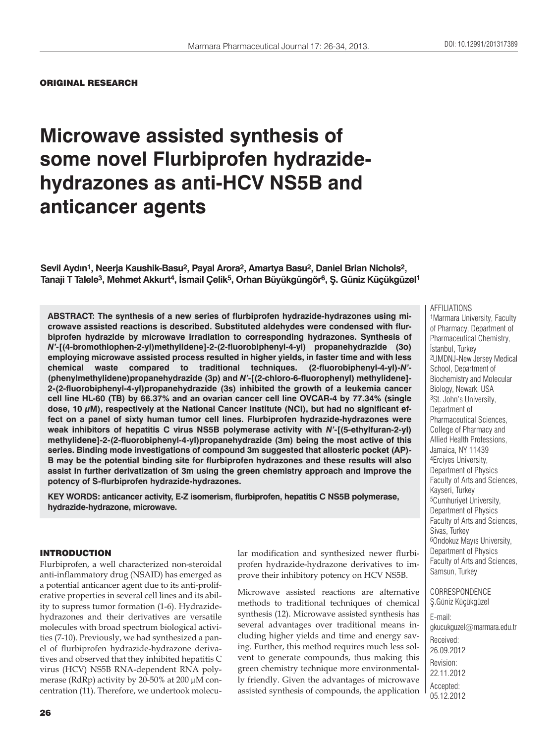ORIGINAL RESEARCH

# Microwave assisted synthesis of some novel Flurbiprofen hydrazide-hydrazones as anti-HCV NS5B and anticancer agents

**Sevil Aydın[1], Neerja Kaushik-Basu[2], Payal Arora[2], Amartya Basu[2], Daniel Brian Nichols[2], Tanaji T Talele[3], Mehmet Akkurt[4], İsmail Çelik[5], Orhan Büyükgüngör[6], Ş. Güniz Küçükgüzel[1]**

**ABSTRACT: The synthesis of a new series of flurbiprofen hydrazide-hydrazones using microwave assisted reactions is described. Substituted aldehydes were condensed with flurbiprofen hydrazide by microwave irradiation to corresponding hydrazones. Synthesis of *N'*-[(4-bromothiophen-2-yl)methylidene]-2-(2-fluorobiphenyl-4-yl) propanehydrazide (3o) employing microwave assisted process resulted in higher yields, in faster time and with less chemical waste compared to traditional techniques. (2-fluorobiphenyl-4-yl)-*N'*-(phenylmethylidene)propanehydrazide (3p) and *N'*-[(2-chloro-6-fluorophenyl) methylidene]-2-(2-fluorobiphenyl-4-yl)propanehydrazide (3s) inhibited the growth of a leukemia cancer cell line HL-60 (TB) by 66.37% and an ovarian cancer cell line OVCAR-4 by 77.34% (single dose, 10 µM), respectively at the National Cancer Institute (NCI), but had no significant effect on a panel of sixty human tumor cell lines. Flurbiprofen hydrazide-hydrazones were weak inhibitors of hepatitis C virus NS5B polymerase activity with *N'*-[(5-ethylfuran-2-yl) methylidene]-2-(2-fluorobiphenyl-4-yl)propanehydrazide (3m) being the most active of this series. Binding mode investigations of compound 3m suggested that allosteric pocket (AP)-B may be the potential binding site for flurbiprofen hydrazones and these results will also assist in further derivatization of 3m using the green chemistry approach and improve the potency of S-flurbiprofen hydrazide-hydrazones.**

**KEY WORDS: anticancer activity, E-Z isomerism, flurbiprofen, hepatitis C NS5B polymerase, hydrazide-hydrazone, microwave.**

AFFILIATIONS

[1]Marmara University, Faculty of Pharmacy, Department of Pharmaceutical Chemistry, İstanbul, Turkey

[2]UMDNJ-New Jersey Medical School, Department of Biochemistry and Molecular Biology, Newark, USA

[3]St. John's University, Department of Pharmaceutical Sciences, College of Pharmacy and Allied Health Professions, Jamaica, NY 11439

[4]Erciyes University, Department of Physics Faculty of Arts and Sciences, Kayseri, Turkey

[5]Cumhuriyet University, Department of Physics Faculty of Arts and Sciences, Sivas, Turkey

[6]Ondokuz Mayıs University, Department of Physics Faculty of Arts and Sciences, Samsun, Turkey

CORRESPONDENCE

Ş.Güniz Küçükgüzel

E-mail: gkucukguzel@marmara.edu.tr

Received: 26.09.2012

Revision: 22.11.2012

Accepted: 05.12.2012

## INTRODUCTION

Flurbiprofen, a well characterized non-steroidal anti-inflammatory drug (NSAID) has emerged as a potential anticancer agent due to its anti-proliferative properties in several cell lines and its ability to supress tumor formation (1-6). Hydrazide-hydrazones and their derivatives are versatile molecules with broad spectrum biological activities (7-10). Previously, we had synthesized a panel of flurbiprofen hydrazide-hydrazone derivatives and observed that they inhibited hepatitis C virus (HCV) NS5B RNA-dependent RNA polymerase (RdRp) activity by 20-50% at 200 µM concentration (11). Therefore, we undertook molecular modification and synthesized newer flurbiprofen hydrazide-hydrazone derivatives to improve their inhibitory potency on HCV NS5B.

Microwave assisted reactions are alternative methods to traditional techniques of chemical synthesis (12). Microwave assisted synthesis has several advantages over traditional means including higher yields and time and energy saving. Further, this method requires much less solvent to generate compounds, thus making this green chemistry technique more environmentally friendly. Given the advantages of microwave assisted synthesis of compounds, the application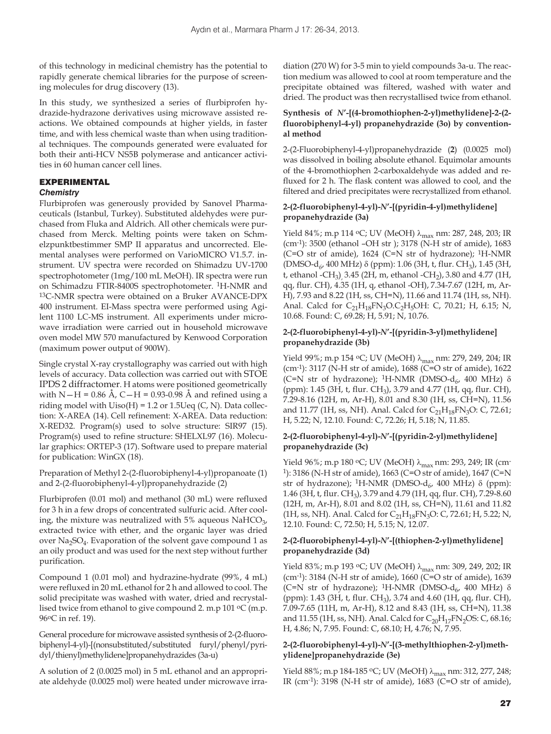of this technology in medicinal chemistry has the potential to rapidly generate chemical libraries for the purpose of screening molecules for drug discovery (13).

In this study, we synthesized a series of flurbiprofen hydrazide-hydrazone derivatives using microwave assisted reactions. We obtained compounds at higher yields, in faster time, and with less chemical waste than when using traditional techniques. The compounds generated were evaluated for both their anti-HCV NS5B polymerase and anticancer activities in 60 human cancer cell lines.

## EXPERIMENTAL

### Chemistry

Flurbiprofen was generously provided by Sanovel Pharmaceuticals (Istanbul, Turkey). Substituted aldehydes were purchased from Fluka and Aldrich. All other chemicals were purchased from Merck. Melting points were taken on Schmelzpunktbestimmer SMP II apparatus and uncorrected. Elemental analyses were performed on VarioMICRO V1.5.7. instrument. UV spectra were recorded on Shimadzu UV-1700 spectrophotometer (1mg/100 mL MeOH). IR spectra were run on Schimadzu FTIR-8400S spectrophotometer. $^{1}$H-NMR and $^{13}$C-NMR spectra were obtained on a Bruker AVANCE-DPX 400 instrument. EI-Mass spectra were performed using Agilent 1100 LC-MS instrument. All experiments under microwave irradiation were carried out in household microwave oven model MW 570 manufactured by Kenwood Corporation (maximum power output of 900W).

Single crystal X-ray crystallography was carried out with high levels of accuracy. Data collection was carried out with STOE IPDS 2 diffractomer. H atoms were positioned geometrically with N—H = 0.86 Å, C—H = 0.93-0.98 Å and refined using a riding model with Uiso(H) = 1.2 or 1.5Ueq (C, N). Data collection: X-AREA (14). Cell refinement: X-AREA. Data reduction: X-RED32. Program(s) used to solve structure: SIR97 (15). Program(s) used to refine structure: SHELXL97 (16). Molecular graphics: ORTEP-3 (17). Software used to prepare material for publication: WinGX (18).

Preparation of Methyl 2-(2-fluorobiphenyl-4-yl)propanoate (1) and 2-(2-fluorobiphenyl-4-yl)propanehydrazide (2)

Flurbiprofen (0.01 mol) and methanol (30 mL) were refluxed for 3 h in a few drops of concentrated sulfuric acid. After cooling, the mixture was neutralized with 5% aqueous $NaHCO_3$, extracted twice with ether, and the organic layer was dried over $Na_2SO_4$. Evaporation of the solvent gave compound 1 as an oily product and was used for the next step without further purification.

Compound 1 (0.01 mol) and hydrazine-hydrate (99%, 4 mL) were refluxed in 20 mL ethanol for 2 h and allowed to cool. The solid precipitate was washed with water, dried and recrystallised twice from ethanol to give compound 2. m.p 101 ºC (m.p. 96ºC in ref. 19).

General procedure for microwave assisted synthesis of 2-(2-fluorobiphenyl-4-yl)-[(nonsubstituted/substituted furyl/phenyl/pyridyl/thienyl)methylidene]propanehydrazides (3a-u)

A solution of 2 (0.0025 mol) in 5 mL ethanol and an appropriate aldehyde (0.0025 mol) were heated under microwave irradiation (270 W) for 3-5 min to yield compounds 3a-u. The reaction medium was allowed to cool at room temperature and the precipitate obtained was filtered, washed with water and dried. The product was then recrystallised twice from ethanol.

#### Synthesis of *N′*-[(4-bromothiophen-2-yl)methylidene]-2-(2-fluorobiphenyl-4-yl) propanehydrazide (3o) by conventional method

2-(2-Fluorobiphenyl-4-yl)propanehydrazide (**2**) (0.0025 mol) was dissolved in boiling absolute ethanol. Equimolar amounts of the 4-bromothiophen 2-carboxaldehyde was added and refluxed for 2 h. The flask content was allowed to cool, and the filtered and dried precipitates were recrystallized from ethanol.

#### 2-(2-fluorobiphenyl-4-yl)-*N′*-[(pyridin-4-yl)methylidene] propanehydrazide (3a)

Yield 84%; m.p 114 ºC; UV (MeOH) $\lambda_{max}$ nm: 287, 248, 203; IR (cm$^{-1}$): 3500 (ethanol –OH str ); 3178 (N-H str of amide), 1683 (C=O str of amide), 1624 (C=N str of hydrazone); $^{1}$H-NMR (DMSO-$d_6$, 400 MHz) δ (ppm): 1.06 (3H, t, flur. $CH_3$), 1.45 (3H, t, ethanol -$CH_3$), 3.45 (2H, m, ethanol -$CH_2$), 3.80 and 4.77 (1H, qq, flur. CH), 4.35 (1H, q, ethanol -OH), 7.34-7.67 (12H, m, Ar-H), 7.93 and 8.22 (1H, ss, CH=N), 11.66 and 11.74 (1H, ss, NH). Anal. Calcd for $C_{21}H_{18}FN_3O.C_2H_5OH$: C, 70.21; H, 6.15; N, 10.68. Found: C, 69.28; H, 5.91; N, 10.76.

#### 2-(2-fluorobiphenyl-4-yl)-*N′*-[(pyridin-3-yl)methylidene] propanehydrazide (3b)

Yield 99%; m.p 154 ºC; UV (MeOH) $\lambda_{max}$ nm: 279, 249, 204; IR (cm$^{-1}$): 3117 (N-H str of amide), 1688 (C=O str of amide), 1622 (C=N str of hydrazone); $^{1}$H-NMR (DMSO-$d_6$, 400 MHz) δ (ppm): 1.45 (3H, t, flur. $CH_3$), 3.79 and 4.77 (1H, qq, flur. CH), 7.29-8.16 (12H, m, Ar-H), 8.01 and 8.30 (1H, ss, CH=N), 11.56 and 11.77 (1H, ss, NH). Anal. Calcd for $C_{21}H_{18}FN_3O$: C, 72.61; H, 5.22; N, 12.10. Found: C, 72.26; H, 5.18; N, 11.85.

#### 2-(2-fluorobiphenyl-4-yl)-*N′*-[(pyridin-2-yl)methylidene] propanehydrazide (3c)

Yield 96%; m.p 180 ºC; UV (MeOH) $\lambda_{max}$ nm: 293, 249; IR (cm$^{-1}$): 3186 (N-H str of amide), 1663 (C=O str of amide), 1647 (C=N str of hydrazone); $^{1}$H-NMR (DMSO-$d_6$, 400 MHz) δ (ppm): 1.46 (3H, t, flur. $CH_3$), 3.79 and 4.79 (1H, qq, flur. CH), 7.29-8.60 (12H, m, Ar-H), 8.01 and 8.02 (1H, ss, CH=N), 11.61 and 11.82 (1H, ss, NH). Anal. Calcd for $C_{21}H_{18}FN_3O$: C, 72.61; H, 5.22; N, 12.10. Found: C, 72.50; H, 5.15; N, 12.07.

#### 2-(2-fluorobiphenyl-4-yl)-*N′*-[(thiophen-2-yl)methylidene] propanehydrazide (3d)

Yield 83%; m.p 193 ºC; UV (MeOH) $\lambda_{max}$ nm: 309, 249, 202; IR (cm$^{-1}$): 3184 (N-H str of amide), 1660 (C=O str of amide), 1639 (C=N str of hydrazone); $^{1}$H-NMR (DMSO-$d_6$, 400 MHz) δ (ppm): 1.43 (3H, t, flur. $CH_3$), 3.74 and 4.60 (1H, qq, flur. CH), 7.09-7.65 (11H, m, Ar-H), 8.12 and 8.43 (1H, ss, CH=N), 11.38 and 11.55 (1H, ss, NH). Anal. Calcd for $C_{20}H_{17}FN_2OS$: C, 68.16; H, 4.86; N, 7.95. Found: C, 68.10; H, 4.76; N, 7.95.

#### 2-(2-fluorobiphenyl-4-yl)-*N′*-[(3-methylthiophen-2-yl)methylidene]propanehydrazide (3e)

Yield 88%; m.p 184-185 ºC; UV (MeOH) $\lambda_{max}$ nm: 312, 277, 248; IR (cm$^{-1}$): 3198 (N-H str of amide), 1683 (C=O str of amide),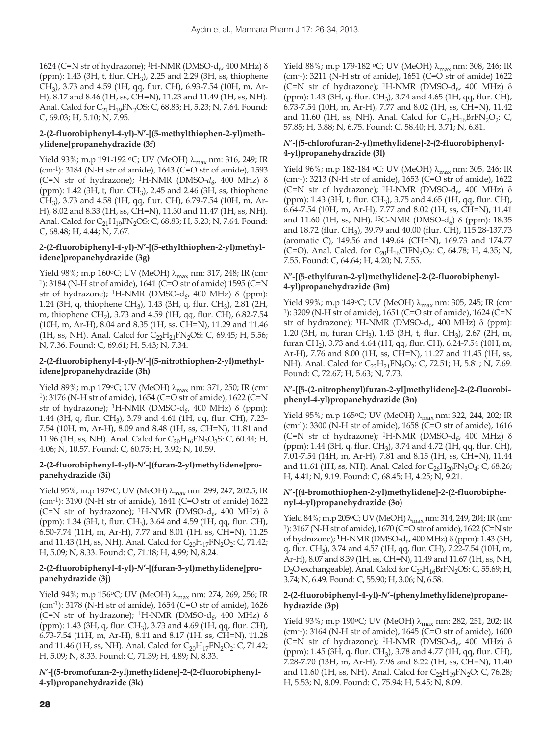1624 (C=N str of hydrazone); $^{1}$H-NMR (DMSO-$d_6$, 400 MHz) δ (ppm): 1.43 (3H, t, flur. $CH_3$), 2.25 and 2.29 (3H, ss, thiophene $CH_3$), 3.73 and 4.59 (1H, qq, flur. CH), 6.93-7.54 (10H, m, Ar-H), 8.17 and 8.46 (1H, ss, CH=N), 11.23 and 11.49 (1H, ss, NH). Anal. Calcd for $C_{21}H_{19}FN_2OS$: C, 68.83; H, 5.23; N, 7.64. Found: C, 69.03; H, 5.10; N, 7.95.

### 2-(2-fluorobiphenyl-4-yl)-*N′*-[(5-methylthiophen-2-yl)methylidene]propanehydrazide (3f)

Yield 93%; m.p 191-192 °C; UV (MeOH) $\lambda_{max}$ nm: 316, 249; IR (cm$^{-1}$): 3184 (N-H str of amide), 1643 (C=O str of amide), 1593 (C=N str of hydrazone); $^{1}$H-NMR (DMSO-$d_6$, 400 MHz) δ (ppm): 1.42 (3H, t, flur. $CH_3$), 2.45 and 2.46 (3H, ss, thiophene $CH_3$), 3.73 and 4.58 (1H, qq, flur. CH), 6.79-7.54 (10H, m, Ar-H), 8.02 and 8.33 (1H, ss, CH=N), 11.30 and 11.47 (1H, ss, NH). Anal. Calcd for $C_{21}H_{19}FN_2OS$: C, 68.83; H, 5.23; N, 7.64. Found: C, 68.48; H, 4.44; N, 7.67.

### 2-(2-fluorobiphenyl-4-yl)-*N′*-[(5-ethylthiophen-2-yl)methylidene]propanehydrazide (3g)

Yield 98%; m.p 160°C; UV (MeOH) $\lambda_{max}$ nm: 317, 248; IR (cm$^{-1}$): 3184 (N-H str of amide), 1641 (C=O str of amide) 1595 (C=N str of hydrazone); $^{1}$H-NMR (DMSO-$d_6$, 400 MHz) δ (ppm): 1.24 (3H, q, thiophene $CH_3$), 1.43 (3H, q, flur. $CH_3$), 2.81 (2H, m, thiophene $CH_2$), 3.73 and 4.59 (1H, qq, flur. CH), 6.82-7.54 (10H, m, Ar-H), 8.04 and 8.35 (1H, ss, CH=N), 11.29 and 11.46 (1H, ss, NH). Anal. Calcd for $C_{22}H_{21}FN_2OS$: C, 69.45; H, 5.56; N, 7.36. Found: C, 69.61; H, 5.43; N, 7.34.

### 2-(2-fluorobiphenyl-4-yl)-*N′*-[(5-nitrothiophen-2-yl)methylidene]propanehydrazide (3h)

Yield 89%; m.p 179°C; UV (MeOH) $\lambda_{max}$ nm: 371, 250; IR (cm$^{-1}$): 3176 (N-H str of amide), 1654 (C=O str of amide), 1622 (C=N str of hydrazone); $^{1}$H-NMR (DMSO-$d_6$, 400 MHz) δ (ppm): 1.44 (3H, q, flur. $CH_3$), 3.79 and 4.61 (1H, qq, flur. CH), 7.23-7.54 (10H, m, Ar-H), 8.09 and 8.48 (1H, ss, CH=N), 11.81 and 11.96 (1H, ss, NH). Anal. Calcd for $C_{20}H_{16}FN_3O_3S$: C, 60.44; H, 4.06; N, 10.57. Found: C, 60.75; H, 3.92; N, 10.59.

### 2-(2-fluorobiphenyl-4-yl)-*N′*-[(furan-2-yl)methylidene]propanehydrazide (3i)

Yield 95%; m.p 197°C; UV (MeOH) $\lambda_{max}$ nm: 299, 247, 202.5; IR (cm$^{-1}$): 3190 (N-H str of amide), 1641 (C=O str of amide) 1622 (C=N str of hydrazone); $^{1}$H-NMR (DMSO-$d_6$, 400 MHz) δ (ppm): 1.34 (3H, t, flur. $CH_3$), 3.64 and 4.59 (1H, qq, flur. CH), 6.50-7.74 (11H, m, Ar-H), 7.77 and 8.01 (1H, ss, CH=N), 11.25 and 11.43 (1H, ss, NH). Anal. Calcd for $C_{20}H_{17}FN_2O_2$: C, 71.42; H, 5.09; N, 8.33. Found: C, 71.18; H, 4.99; N, 8.24.

### 2-(2-fluorobiphenyl-4-yl)-*N′*-[(furan-3-yl)methylidene]propanehydrazide (3j)

Yield 94%; m.p 156°C; UV (MeOH) $\lambda_{max}$ nm: 274, 269, 256; IR (cm$^{-1}$): 3178 (N-H str of amide), 1654 (C=O str of amide), 1626 (C=N str of hydrazone); $^{1}$H-NMR (DMSO-$d_6$, 400 MHz) δ (ppm): 1.43 (3H, q, flur. $CH_3$), 3.73 and 4.69 (1H, qq, flur. CH), 6.73-7.54 (11H, m, Ar-H), 8.11 and 8.17 (1H, ss, CH=N), 11.28 and 11.46 (1H, ss, NH). Anal. Calcd for $C_{20}H_{17}FN_2O_2$: C, 71.42; H, 5.09; N, 8.33. Found: C, 71.39; H, 4.89; N, 8.33.

### *N′*-[(5-bromofuran-2-yl)methylidene]-2-(2-fluorobiphenyl-4-yl)propanehydrazide (3k)

Yield 88%; m.p 179-182 °C; UV (MeOH) $\lambda_{max}$ nm: 308, 246; IR (cm$^{-1}$): 3211 (N-H str of amide), 1651 (C=O str of amide) 1622 (C=N str of hydrazone); $^{1}$H-NMR (DMSO-$d_6$, 400 MHz) δ (ppm): 1.43 (3H, q, flur. $CH_3$), 3.74 and 4.65 (1H, qq, flur. CH), 6.73-7.54 (10H, m, Ar-H), 7.77 and 8.02 (1H, ss, CH=N), 11.42 and 11.60 (1H, ss, NH). Anal. Calcd for $C_{20}H_{16}BrFN_2O_2$: C, 57.85; H, 3.88; N, 6.75. Found: C, 58.40; H, 3.71; N, 6.81.

### *N′*-[(5-chlorofuran-2-yl)methylidene]-2-(2-fluorobiphenyl-4-yl)propanehydrazide (3l)

Yield 96%; m.p 182-184 °C; UV (MeOH) $\lambda_{max}$ nm: 305, 246; IR (cm$^{-1}$): 3213 (N-H str of amide), 1653 (C=O str of amide), 1622 (C=N str of hydrazone); $^{1}$H-NMR (DMSO-$d_6$, 400 MHz) δ (ppm): 1.43 (3H, t, flur. $CH_3$), 3.75 and 4.65 (1H, qq, flur. CH), 6.64-7.54 (10H, m, Ar-H), 7.77 and 8.02 (1H, ss, CH=N), 11.41 and 11.60 (1H, ss, NH). $^{13}$C-NMR (DMSO-$d_6$) δ (ppm): 18.35 and 18.72 (flur. $CH_3$), 39.79 and 40.00 (flur. CH), 115.28-137.73 (aromatic C), 149.56 and 149.64 (CH=N), 169.73 and 174.77 (C=O). Anal. Calcd. for $C_{20}H_{16}ClFN_2O_2$: C, 64.78; H, 4.35; N, 7.55. Found: C, 64.64; H, 4.20; N, 7.55.

### *N′*-[(5-ethylfuran-2-yl)methylidene]-2-(2-fluorobiphenyl-4-yl)propanehydrazide (3m)

Yield 99%; m.p 149°C; UV (MeOH) $\lambda_{max}$ nm: 305, 245; IR (cm$^{-1}$): 3209 (N-H str of amide), 1651 (C=O str of amide), 1624 (C=N str of hydrazone); $^{1}$H-NMR (DMSO-$d_6$, 400 MHz) δ (ppm): 1.20 (3H, m, furan $CH_3$), 1.43 (3H, t, flur. $CH_3$), 2.67 (2H, m, furan $CH_2$), 3.73 and 4.64 (1H, qq, flur. CH), 6.24-7.54 (10H, m, Ar-H), 7.76 and 8.00 (1H, ss, CH=N), 11.27 and 11.45 (1H, ss, NH). Anal. Calcd for $C_{22}H_{21}FN_2O_2$: C, 72.51; H, 5.81; N, 7.69. Found: C, 72.67; H, 5.63; N, 7.73.

### *N′*-[[5-(2-nitrophenyl)furan-2-yl]methylidene]-2-(2-fluorobiphenyl-4-yl)propanehydrazide (3n)

Yield 95%; m.p 165°C; UV (MeOH) $\lambda_{max}$ nm: 322, 244, 202; IR (cm$^{-1}$): 3300 (N-H str of amide), 1658 (C=O str of amide), 1616 (C=N str of hydrazone); $^{1}$H-NMR (DMSO-$d_6$, 400 MHz) δ (ppm): 1.44 (3H, q, flur. $CH_3$), 3.74 and 4.72 (1H, qq, flur. CH), 7.01-7.54 (14H, m, Ar-H), 7.81 and 8.15 (1H, ss, CH=N), 11.44 and 11.61 (1H, ss, NH). Anal. Calcd for $C_{26}H_{20}FN_3O_4$: C, 68.26; H, 4.41; N, 9.19. Found: C, 68.45; H, 4.25; N, 9.21.

### *N′*-[(4-bromothiophen-2-yl)methylidene]-2-(2-fluorobiphenyl-4-yl)propanehydrazide (3o)

Yield 84%; m.p 205°C; UV (MeOH) $\lambda_{max}$ nm: 314, 249, 204; IR (cm$^{-1}$): 3167 (N-H str of amide), 1670 (C=O str of amide), 1622 (C=N str of hydrazone); $^{1}$H-NMR (DMSO-$d_6$, 400 MHz) δ (ppm): 1.43 (3H, q, flur. $CH_3$), 3.74 and 4.57 (1H, qq, flur. CH), 7.22-7.54 (10H, m, Ar-H), 8.07 and 8.39 (1H, ss, CH=N), 11.49 and 11.67 (1H, ss, NH, $D_2O$ exchangeable). Anal. Calcd for $C_{20}H_{16}BrFN_2OS$: C, 55.69; H, 3.74; N, 6.49. Found: C, 55.90; H, 3.06; N, 6.58.

### 2-(2-fluorobiphenyl-4-yl)-*N′*-(phenylmethylidene)propanehydrazide (3p)

Yield 93%; m.p 190°C; UV (MeOH) $\lambda_{max}$ nm: 282, 251, 202; IR (cm$^{-1}$): 3164 (N-H str of amide), 1645 (C=O str of amide), 1600 (C=N str of hydrazone); $^{1}$H-NMR (DMSO-$d_6$, 400 MHz) δ (ppm): 1.45 (3H, q, flur. $CH_3$), 3.78 and 4.77 (1H, qq, flur. CH), 7.28-7.70 (13H, m, Ar-H), 7.96 and 8.22 (1H, ss, CH=N), 11.40 and 11.60 (1H, ss, NH). Anal. Calcd for $C_{22}H_{19}FN_2O$: C, 76.28; H, 5.53; N, 8.09. Found: C, 75.94; H, 5.45; N, 8.09.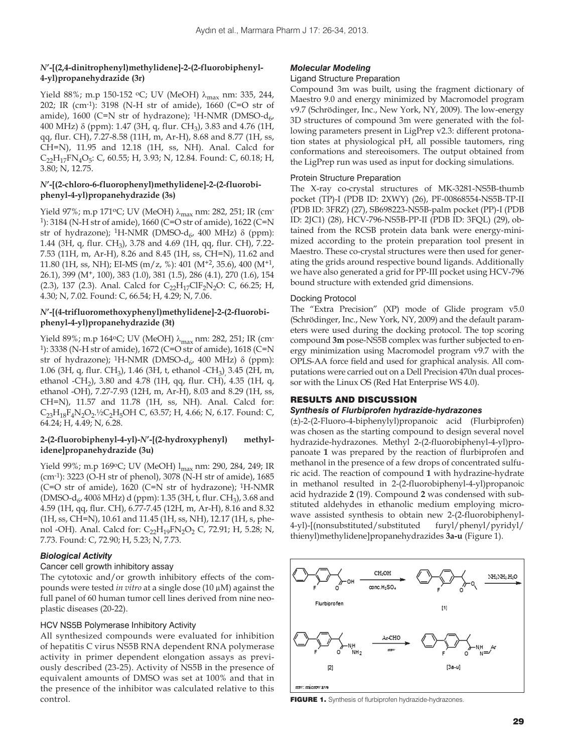### N′-[(2,4-dinitrophenyl)methylidene]-2-(2-fluorobiphenyl-4-yl)propanehydrazide (3r)

Yield 88%; m.p 150-152 ºC; UV (MeOH) $\lambda_{max}$ nm: 335, 244, 202; IR (cm$^{-1}$): 3198 (N-H str of amide), 1660 (C=O str of amide), 1600 (C=N str of hydrazone); $^1$H-NMR (DMSO-$d_6$, 400 MHz) δ (ppm): 1.47 (3H, q, flur. $CH_3$), 3.83 and 4.76 (1H, qq, flur. CH), 7.27-8.58 (11H, m, Ar-H), 8.68 and 8.77 (1H, ss, CH=N), 11.95 and 12.18 (1H, ss, NH). Anal. Calcd for $C_{22}H_{17}FN_4O_5$: C, 60.55; H, 3.93; N, 12.84. Found: C, 60.18; H, 3.80; N, 12.75.

### N′-[(2-chloro-6-fluorophenyl)methylidene]-2-(2-fluorobiphenyl-4-yl)propanehydrazide (3s)

Yield 97%; m.p 171ºC; UV (MeOH) $\lambda_{max}$ nm: 282, 251; IR (cm$^{-1}$): 3184 (N-H str of amide), 1660 (C=O str of amide), 1622 (C=N str of hydrazone); $^1$H-NMR (DMSO-$d_6$, 400 MHz) δ (ppm): 1.44 (3H, q, flur. $CH_3$), 3.78 and 4.69 (1H, qq, flur. CH), 7.22-7.53 (11H, m, Ar-H), 8.26 and 8.45 (1H, ss, CH=N), 11.62 and 11.80 (1H, ss, NH); EI-MS (m/z, %): 401 ($M^{+2}$, 35.6), 400 ($M^{+1}$, 26.1), 399 ($M^+$, 100), 383 (1.0), 381 (1.5), 286 (4.1), 270 (1.6), 154 (2.3), 137 (2.3). Anal. Calcd for $C_{22}H_{17}ClF_2N_2O$: C, 66.25; H, 4.30; N, 7.02. Found: C, 66.54; H, 4.29; N, 7.06.

### N′-[(4-trifluoromethoxyphenyl)methylidene]-2-(2-fluorobiphenyl-4-yl)propanehydrazide (3t)

Yield 89%; m.p 164ºC; UV (MeOH) $\lambda_{max}$ nm: 282, 251; IR (cm$^{-1}$): 3338 (N-H str of amide), 1672 (C=O str of amide), 1618 (C=N str of hydrazone); $^1$H-NMR (DMSO-$d_6$, 400 MHz) δ (ppm): 1.06 (3H, q, flur. $CH_3$), 1.46 (3H, t, ethanol -$CH_3$), 3.45 (2H, m, ethanol -$CH_2$), 3.80 and 4.78 (1H, qq, flur. CH), 4.35 (1H, q, ethanol -OH), 7.27-7.93 (12H, m, Ar-H), 8.03 and 8.29 (1H, ss, CH=N), 11.57 and 11.78 (1H, ss, NH). Anal. Calcd for: $C_{23}H_{18}F_4N_2O_2$.½$C_2H_5OH$ C, 63.57; H, 4.66; N, 6.17. Found: C, 64.24; H, 4.49; N, 6.28.

### 2-(2-fluorobiphenyl-4-yl)-N′-[(2-hydroxyphenyl) methylidene]propanehydrazide (3u)

Yield 99%; m.p 169ºC; UV (MeOH) $l_{max}$ nm: 290, 284, 249; IR (cm$^{-1}$): 3223 (O-H str of phenol), 3078 (N-H str of amide), 1685 (C=O str of amide), 1620 (C=N str of hydrazone); $^1$H-NMR (DMSO-$d_6$, 400δ MHz) d (ppm): 1.35 (3H, t, flur. $CH_3$), 3.68 and 4.59 (1H, qq, flur. CH), 6.77-7.45 (12H, m, Ar-H), 8.16 and 8.32 (1H, ss, CH=N), 10.61 and 11.45 (1H, ss, NH), 12.17 (1H, s, phenol -OH). Anal. Calcd for: $C_{22}H_{19}FN_2O_2$ C, 72.91; H, 5.28; N, 7.73. Found: C, 72.90; H, 5.23; N, 7.73.

## Biological Activity

### Cancer cell growth inhibitory assay

The cytotoxic and/or growth inhibitory effects of the compounds were tested *in vitro* at a single dose (10 μM) against the full panel of 60 human tumor cell lines derived from nine neoplastic diseases (20-22).

### HCV NS5B Polymerase Inhibitory Activity

All synthesized compounds were evaluated for inhibition of hepatitis C virus NS5B RNA dependent RNA polymerase activity in primer dependent elongation assays as previously described (23-25). Activity of NS5B in the presence of equivalent amounts of DMSO was set at 100% and that in the presence of the inhibitor was calculated relative to this control.

## Molecular Modeling

### Ligand Structure Preparation

Compound 3m was built, using the fragment dictionary of Maestro 9.0 and energy minimized by Macromodel program v9.7 (Schrödinger, Inc., New York, NY, 2009). The low-energy 3D structures of compound 3m were generated with the following parameters present in LigPrep v2.3: different protonation states at physiological pH, all possible tautomers, ring conformations and stereoisomers. The output obtained from the LigPrep run was used as input for docking simulations.

### Protein Structure Preparation

The X-ray co-crystal structures of MK-3281-NS5B-thumb pocket (TP)-I (PDB ID: 2XWY) (26), PF-00868554-NS5B-TP-II (PDB ID: 3FRZ) (27), SB698223-NS5B-palm pocket (PP)-I (PDB ID: 2JC1) (28), HCV-796-NS5B-PP-II (PDB ID: 3FQL) (29), obtained from the RCSB protein data bank were energy-minimized according to the protein preparation tool present in Maestro. These co-crystal structures were then used for generating the grids around respective bound ligands. Additionally we have also generated a grid for PP-III pocket using HCV-796 bound structure with extended grid dimensions.

### Docking Protocol

The "Extra Precision" (XP) mode of Glide program v5.0 (Schrödinger, Inc., New York, NY, 2009) and the default parameters were used during the docking protocol. The top scoring compound **3m** pose-NS5B complex was further subjected to energy minimization using Macromodel program v9.7 with the OPLS-AA force field and used for graphical analysis. All computations were carried out on a Dell Precision 470n dual processor with the Linux OS (Red Hat Enterprise WS 4.0).

# RESULTS AND DISCUSSION

## Synthesis of Flurbiprofen hydrazide-hydrazones

(±)-2-(2-Fluoro-4-biphenylyl)propanoic acid (Flurbiprofen) was chosen as the starting compound to design several novel hydrazide-hydrazones. Methyl 2-(2-fluorobiphenyl-4-yl)propanoate **1** was prepared by the reaction of flurbiprofen and methanol in the presence of a few drops of concentrated sulfuric acid. The reaction of compound **1** with hydrazine-hydrate in methanol resulted in 2-(2-fluorobiphenyl-4-yl)propanoic acid hydrazide **2** (19). Compound **2** was condensed with substituted aldehydes in ethanolic medium employing microwave assisted synthesis to obtain new 2-(2-fluorobiphenyl-4-yl)-[(nonsubstituted/substituted furyl/phenyl/pyridyl/thienyl)methylidene]propanehydrazides **3a-u** (Figure 1).

**FIGURE 1.** Synthesis of flurbiprofen hydrazide-hydrazones.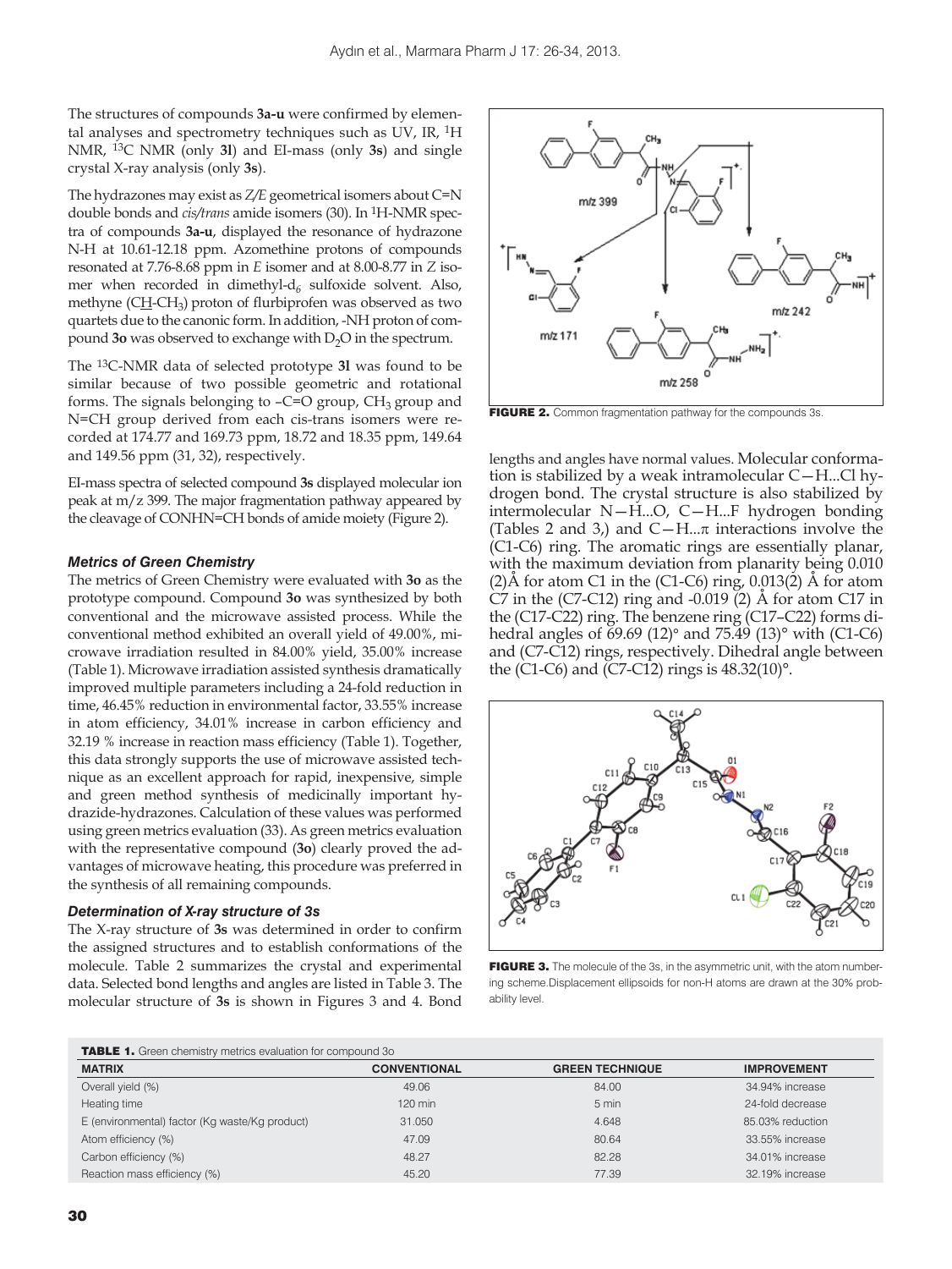The structures of compounds **3a-u** were confirmed by elemental analyses and spectrometry techniques such as UV, IR, $^{1}H$ NMR, $^{13}C$ NMR (only **3l**) and EI-mass (only **3s**) and single crystal X-ray analysis (only **3s**).

The hydrazones may exist as *Z/E* geometrical isomers about C=N double bonds and *cis/trans* amide isomers (30). In $^{1}H$-NMR spectra of compounds **3a-u**, displayed the resonance of hydrazone N-H at 10.61-12.18 ppm. Azomethine protons of compounds resonated at 7.76-8.68 ppm in *E* isomer and at 8.00-8.77 in *Z* isomer when recorded in dimethyl-$d_6$ sulfoxide solvent. Also, methyne (C<u>H</u>-$CH_3$) proton of flurbiprofen was observed as two quartets due to the canonic form. In addition, -NH proton of compound **3o** was observed to exchange with $D_2O$ in the spectrum.

The $^{13}C$-NMR data of selected prototype **3l** was found to be similar because of two possible geometric and rotational forms. The signals belonging to –C=O group, $CH_3$ group and N=CH group derived from each cis-trans isomers were recorded at 174.77 and 169.73 ppm, 18.72 and 18.35 ppm, 149.64 and 149.56 ppm (31, 32), respectively.

EI-mass spectra of selected compound **3s** displayed molecular ion peak at m/z 399. The major fragmentation pathway appeared by the cleavage of CONHN=CH bonds of amide moiety (Figure 2).

### *Metrics of Green Chemistry*

The metrics of Green Chemistry were evaluated with **3o** as the prototype compound. Compound **3o** was synthesized by both conventional and the microwave assisted process. While the conventional method exhibited an overall yield of 49.00%, microwave irradiation resulted in 84.00% yield, 35.00% increase (Table 1). Microwave irradiation assisted synthesis dramatically improved multiple parameters including a 24-fold reduction in time, 46.45% reduction in environmental factor, 33.55% increase in atom efficiency, 34.01% increase in carbon efficiency and 32.19 % increase in reaction mass efficiency (Table 1). Together, this data strongly supports the use of microwave assisted technique as an excellent approach for rapid, inexpensive, simple and green method synthesis of medicinally important hydrazide-hydrazones. Calculation of these values was performed using green metrics evaluation (33). As green metrics evaluation with the representative compound (**3o**) clearly proved the advantages of microwave heating, this procedure was preferred in the synthesis of all remaining compounds.

### *Determination of X-ray structure of 3s*

The X-ray structure of **3s** was determined in order to confirm the assigned structures and to establish conformations of the molecule. Table 2 summarizes the crystal and experimental data. Selected bond lengths and angles are listed in Table 3. The molecular structure of **3s** is shown in Figures 3 and 4. Bond lengths and angles have normal values. Molecular conformation is stabilized by a weak intramolecular C—H...Cl hydrogen bond. The crystal structure is also stabilized by intermolecular N—H...O, C—H...F hydrogen bonding (Tables 2 and 3,) and C—H...π interactions involve the (C1-C6) ring. The aromatic rings are essentially planar, with the maximum deviation from planarity being 0.010 (2)Å for atom C1 in the (C1-C6) ring, 0.013(2) Å for atom C7 in the (C7-C12) ring and -0.019 (2) Å for atom C17 in the (C17-C22) ring. The benzene ring (C17–C22) forms dihedral angles of 69.69 (12)° and 75.49 (13)° with (C1-C6) and (C7-C12) rings, respectively. Dihedral angle between the (C1-C6) and (C7-C12) rings is 48.32(10)°.

**FIGURE 2.** Common fragmentation pathway for the compounds 3s.

**FIGURE 3.** The molecule of the 3s, in the asymmetric unit, with the atom numbering scheme.Displacement ellipsoids for non-H atoms are drawn at the 30% probability level.

**TABLE 1.** Green chemistry metrics evaluation for compound 3o

| MATRIX | CONVENTIONAL | GREEN TECHNIQUE | IMPROVEMENT |
|---|---|---|---|
| Overall yield (%) | 49.06 | 84.00 | 34.94% increase |
| Heating time | 120 min | 5 min | 24-fold decrease |
| E (environmental) factor (Kg waste/Kg product) | 31.050 | 4.648 | 85.03% reduction |
| Atom efficiency (%) | 47.09 | 80.64 | 33.55% increase |
| Carbon efficiency (%) | 48.27 | 82.28 | 34.01% increase |
| Reaction mass efficiency (%) | 45.20 | 77.39 | 32.19% increase |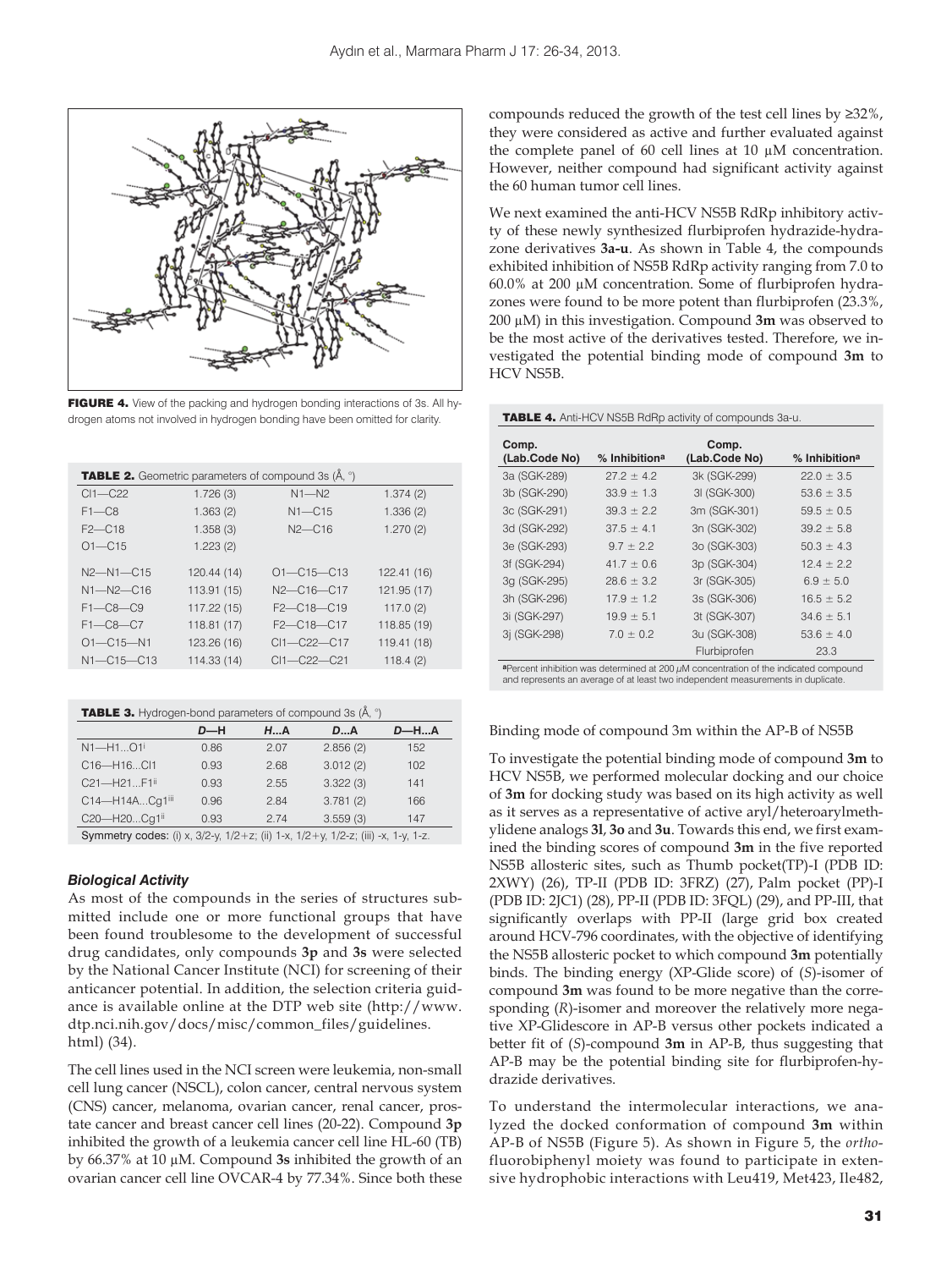FIGURE 4. View of the packing and hydrogen bonding interactions of 3s. All hydrogen atoms not involved in hydrogen bonding have been omitted for clarity.

**TABLE 2.** Geometric parameters of compound 3s (Å, °)

| | | | |
|---|---|---|---|
| Cl1—C22 | 1.726 (3) | N1—N2 | 1.374 (2) |
| F1—C8 | 1.363 (2) | N1—C15 | 1.336 (2) |
| F2—C18 | 1.358 (3) | N2—C16 | 1.270 (2) |
| O1—C15 | 1.223 (2) | | |
| N2—N1—C15 | 120.44 (14) | O1—C15—C13 | 122.41 (16) |
| N1—N2—C16 | 113.91 (15) | N2—C16—C17 | 121.95 (17) |
| F1—C8—C9 | 117.22 (15) | F2—C18—C19 | 117.0 (2) |
| F1—C8—C7 | 118.81 (17) | F2—C18—C17 | 118.85 (19) |
| O1—C15—N1 | 123.26 (16) | Cl1—C22—C17 | 119.41 (18) |
| N1—C15—C13 | 114.33 (14) | Cl1—C22—C21 | 118.4 (2) |

**TABLE 3.** Hydrogen-bond parameters of compound 3s (Å, °)

| | *D*—H | *H*...A | *D*...A | *D*—H...A |
|---|---|---|---|---|
| N1—H1...O1[i] | 0.86 | 2.07 | 2.856 (2) | 152 |
| C16—H16...Cl1 | 0.93 | 2.68 | 3.012 (2) | 102 |
| C21—H21...F1[ii] | 0.93 | 2.55 | 3.322 (3) | 141 |
| C14—H14A...Cg1[iii] | 0.96 | 2.84 | 3.781 (2) | 166 |
| C20—H20...Cg1[ii] | 0.93 | 2.74 | 3.559 (3) | 147 |

Symmetry codes: (i) x, 3/2-y, 1/2+z; (ii) 1-x, 1/2+y, 1/2-z; (iii) -x, 1-y, 1-z.

### *Biological Activity*

As most of the compounds in the series of structures submitted include one or more functional groups that have been found troublesome to the development of successful drug candidates, only compounds **3p** and **3s** were selected by the National Cancer Institute (NCI) for screening of their anticancer potential. In addition, the selection criteria guidance is available online at the DTP web site (http://www.dtp.nci.nih.gov/docs/misc/common_files/guidelines.html) (34).

The cell lines used in the NCI screen were leukemia, non-small cell lung cancer (NSCL), colon cancer, central nervous system (CNS) cancer, melanoma, ovarian cancer, renal cancer, prostate cancer and breast cancer cell lines (20-22). Compound **3p** inhibited the growth of a leukemia cancer cell line HL-60 (TB) by 66.37% at 10 μM. Compound **3s** inhibited the growth of an ovarian cancer cell line OVCAR-4 by 77.34%. Since both these compounds reduced the growth of the test cell lines by ≥32%, they were considered as active and further evaluated against the complete panel of 60 cell lines at 10 μM concentration. However, neither compound had significant activity against the 60 human tumor cell lines.

We next examined the anti-HCV NS5B RdRp inhibitory activity of these newly synthesized flurbiprofen hydrazide-hydrazone derivatives **3a-u**. As shown in Table 4, the compounds exhibited inhibition of NS5B RdRp activity ranging from 7.0 to 60.0% at 200 μM concentration. Some of flurbiprofen hydrazones were found to be more potent than flurbiprofen (23.3%, 200 μM) in this investigation. Compound **3m** was observed to be the most active of the derivatives tested. Therefore, we investigated the potential binding mode of compound **3m** to HCV NS5B.

**TABLE 4.** Anti-HCV NS5B RdRp activity of compounds 3a-u.

| Comp. (Lab.Code No) | % Inhibition[a] | Comp. (Lab.Code No) | % Inhibition[a] |
|---|---|---|---|
| 3a (SGK-289) | 27.2 ± 4.2 | 3k (SGK-299) | 22.0 ± 3.5 |
| 3b (SGK-290) | 33.9 ± 1.3 | 3l (SGK-300) | 53.6 ± 3.5 |
| 3c (SGK-291) | 39.3 ± 2.2 | 3m (SGK-301) | 59.5 ± 0.5 |
| 3d (SGK-292) | 37.5 ± 4.1 | 3n (SGK-302) | 39.2 ± 5.8 |
| 3e (SGK-293) | 9.7 ± 2.2 | 3o (SGK-303) | 50.3 ± 4.3 |
| 3f (SGK-294) | 41.7 ± 0.6 | 3p (SGK-304) | 12.4 ± 2.2 |
| 3g (SGK-295) | 28.6 ± 3.2 | 3r (SGK-305) | 6.9 ± 5.0 |
| 3h (SGK-296) | 17.9 ± 1.2 | 3s (SGK-306) | 16.5 ± 5.2 |
| 3i (SGK-297) | 19.9 ± 5.1 | 3t (SGK-307) | 34.6 ± 5.1 |
| 3j (SGK-298) | 7.0 ± 0.2 | 3u (SGK-308) | 53.6 ± 4.0 |
| | | Flurbiprofen | 23.3 |

[a]Percent inhibition was determined at 200 μM concentration of the indicated compound and represents an average of at least two independent measurements in duplicate.

Binding mode of compound 3m within the AP-B of NS5B

To investigate the potential binding mode of compound **3m** to HCV NS5B, we performed molecular docking and our choice of **3m** for docking study was based on its high activity as well as it serves as a representative of active aryl/heteroarylmethylidene analogs **3l**, **3o** and **3u**. Towards this end, we first examined the binding scores of compound **3m** in the five reported NS5B allosteric sites, such as Thumb pocket(TP)-I (PDB ID: 2XWY) (26), TP-II (PDB ID: 3FRZ) (27), Palm pocket (PP)-I (PDB ID: 2JC1) (28), PP-II (PDB ID: 3FQL) (29), and PP-III, that significantly overlaps with PP-II (large grid box created around HCV-796 coordinates, with the objective of identifying the NS5B allosteric pocket to which compound **3m** potentially binds. The binding energy (XP-Glide score) of (*S*)-isomer of compound **3m** was found to be more negative than the corresponding (*R*)-isomer and moreover the relatively more negative XP-Glidescore in AP-B versus other pockets indicated a better fit of (*S*)-compound **3m** in AP-B, thus suggesting that AP-B may be the potential binding site for flurbiprofen-hydrazide derivatives.

To understand the intermolecular interactions, we analyzed the docked conformation of compound **3m** within AP-B of NS5B (Figure 5). As shown in Figure 5, the *ortho*-fluorobiphenyl moiety was found to participate in extensive hydrophobic interactions with Leu419, Met423, Ile482,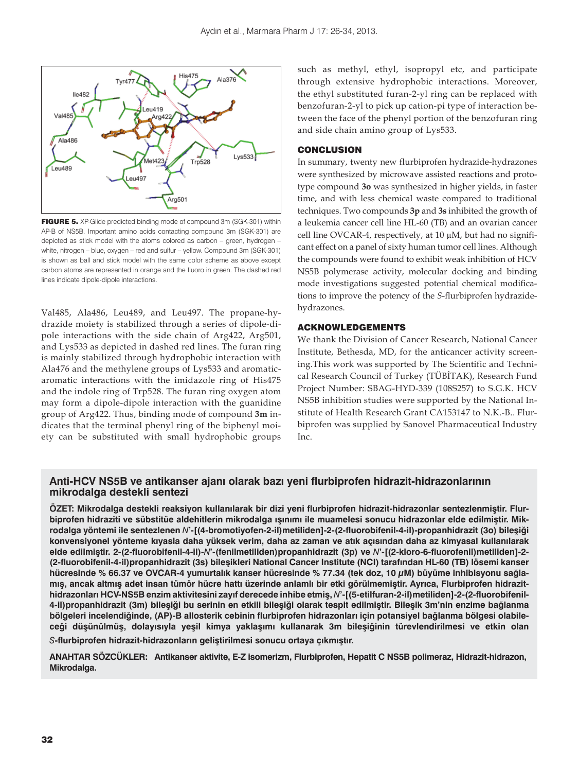**FIGURE 5.** XP-Glide predicted binding mode of compound 3m (SGK-301) within AP-B of NS5B. Important amino acids contacting compound 3m (SGK-301) are depicted as stick model with the atoms colored as carbon – green, hydrogen – white, nitrogen – blue, oxygen – red and sulfur – yellow. Compound 3m (SGK-301) is shown as ball and stick model with the same color scheme as above except carbon atoms are represented in orange and the fluoro in green. The dashed red lines indicate dipole-dipole interactions.

Val485, Ala486, Leu489, and Leu497. The propane-hydrazide moiety is stabilized through a series of dipole-dipole interactions with the side chain of Arg422, Arg501, and Lys533 as depicted in dashed red lines. The furan ring is mainly stabilized through hydrophobic interaction with Ala476 and the methylene groups of Lys533 and aromatic-aromatic interactions with the imidazole ring of His475 and the indole ring of Trp528. The furan ring oxygen atom may form a dipole-dipole interaction with the guanidine group of Arg422. Thus, binding mode of compound **3m** indicates that the terminal phenyl ring of the biphenyl moiety can be substituted with small hydrophobic groups such as methyl, ethyl, isopropyl etc, and participate through extensive hydrophobic interactions. Moreover, the ethyl substituted furan-2-yl ring can be replaced with benzofuran-2-yl to pick up cation-pi type of interaction between the face of the phenyl portion of the benzofuran ring and side chain amino group of Lys533.

## CONCLUSION

In summary, twenty new flurbiprofen hydrazide-hydrazones were synthesized by microwave assisted reactions and prototype compound **3o** was synthesized in higher yields, in faster time, and with less chemical waste compared to traditional techniques. Two compounds **3p** and **3s** inhibited the growth of a leukemia cancer cell line HL-60 (TB) and an ovarian cancer cell line OVCAR-4, respectively, at 10 μM, but had no significant effect on a panel of sixty human tumor cell lines. Although the compounds were found to exhibit weak inhibition of HCV NS5B polymerase activity, molecular docking and binding mode investigations suggested potential chemical modifications to improve the potency of the *S*-flurbiprofen hydrazide-hydrazones.

## ACKNOWLEDGEMENTS

We thank the Division of Cancer Research, National Cancer Institute, Bethesda, MD, for the anticancer activity screening.This work was supported by The Scientific and Technical Research Council of Turkey (TÜBİTAK), Research Fund Project Number: SBAG-HYD-339 (108S257) to S.G.K. HCV NS5B inhibition studies were supported by the National Institute of Health Research Grant CA153147 to N.K.-B.. Flurbiprofen was supplied by Sanovel Pharmaceutical Industry Inc.

## Anti-HCV NS5B ve antikanser ajanı olarak bazı yeni flurbiprofen hidrazit-hidrazonlarının mikrodalga destekli sentezi

**ÖZET: Mikrodalga destekli reaksiyon kullanılarak bir dizi yeni flurbiprofen hidrazit-hidrazonlar sentezlenmiştir. Flurbiprofen hidraziti ve sübstitüe aldehitlerin mikrodalga ışınımı ile muamelesi sonucu hidrazonlar elde edilmiştir. Mikrodalga yöntemi ile sentezlenen *N*'-[(4-bromotiyofen-2-il)metiliden]-2-(2-fluorobifenil-4-il)-propanhidrazit (3o) bileşiği konvensiyonel yönteme kıyasla daha yüksek verim, daha az zaman ve atık açısından daha az kimyasal kullanılarak elde edilmiştir. 2-(2-fluorobifenil-4-il)-*N*'-(fenilmetiliden)propanhidrazit (3p) ve *N*'-[(2-kloro-6-fluorofenil)metiliden]-2-(2-fluorobifenil-4-il)propanhidrazit (3s) bileşikleri National Cancer Institute (NCI) tarafından HL-60 (TB) lösemi kanser hücresinde % 66.37 ve OVCAR-4 yumurtalık kanser hücresinde % 77.34 (tek doz, 10 μM) büyüme inhibisyonu sağlamış, ancak altmış adet insan tümör hücre hattı üzerinde anlamlı bir etki görülmemiştir. Ayrıca, Flurbiprofen hidrazit-hidrazonları HCV-NS5B enzim aktivitesini zayıf derecede inhibe etmiş, *N*'-[(5-etilfuran-2-il)metiliden]-2-(2-fluorobifenil-4-il)propanhidrazit (3m) bileşiği bu serinin en etkili bileşiği olarak tespit edilmiştir. Bileşik 3m'nin enzime bağlanma bölgeleri incelendiğinde, (AP)-B allosterik cebinin flurbiprofen hidrazonları için potansiyel bağlanma bölgesi olabileceği düşünülmüş, dolayısıyla yeşil kimya yaklaşımı kullanarak 3m bileşiğinin türevlendirilmesi ve etkin olan *S*-flurbiprofen hidrazit-hidrazonların geliştirilmesi sonucu ortaya çıkmıştır.**

**ANAHTAR SÖZCÜKLER: Antikanser aktivite, E-Z isomerizm, Flurbiprofen, Hepatit C NS5B polimeraz, Hidrazit-hidrazon, Mikrodalga.**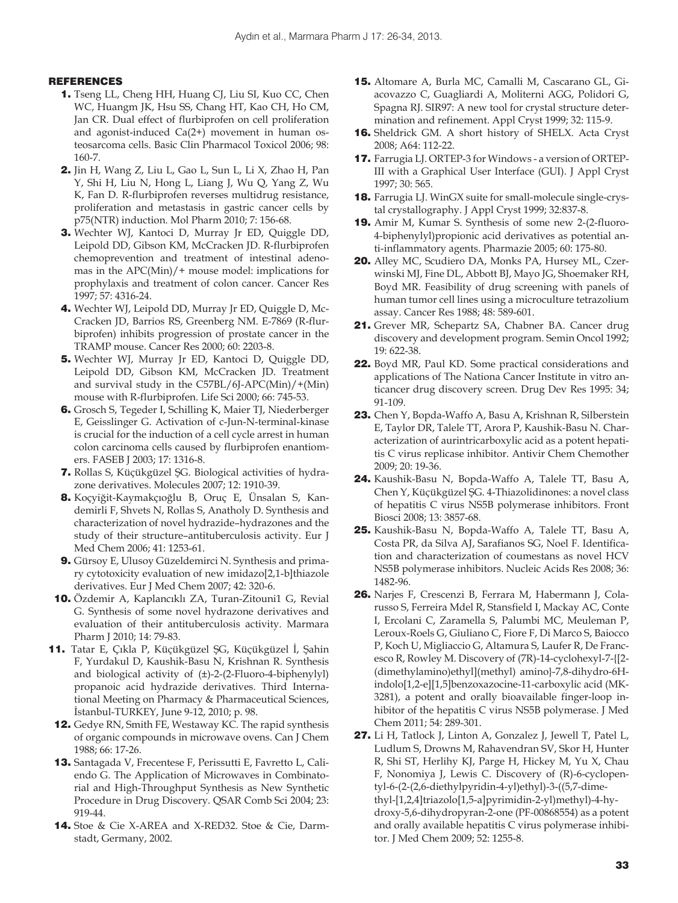## REFERENCES

1. Tseng LL, Cheng HH, Huang CJ, Liu SI, Kuo CC, Chen WC, Huangm JK, Hsu SS, Chang HT, Kao CH, Ho CM, Jan CR. Dual effect of flurbiprofen on cell proliferation and agonist-induced Ca(2+) movement in human osteosarcoma cells. Basic Clin Pharmacol Toxicol 2006; 98: 160-7.
2. Jin H, Wang Z, Liu L, Gao L, Sun L, Li X, Zhao H, Pan Y, Shi H, Liu N, Hong L, Liang J, Wu Q, Yang Z, Wu K, Fan D. R-flurbiprofen reverses multidrug resistance, proliferation and metastasis in gastric cancer cells by p75(NTR) induction. Mol Pharm 2010; 7: 156-68.
3. Wechter WJ, Kantoci D, Murray Jr ED, Quiggle DD, Leipold DD, Gibson KM, McCracken JD. R-flurbiprofen chemoprevention and treatment of intestinal adenomas in the APC(Min)/+ mouse model: implications for prophylaxis and treatment of colon cancer. Cancer Res 1997; 57: 4316-24.
4. Wechter WJ, Leipold DD, Murray Jr ED, Quiggle D, McCracken JD, Barrios RS, Greenberg NM. E-7869 (R-flurbiprofen) inhibits progression of prostate cancer in the TRAMP mouse. Cancer Res 2000; 60: 2203-8.
5. Wechter WJ, Murray Jr ED, Kantoci D, Quiggle DD, Leipold DD, Gibson KM, McCracken JD. Treatment and survival study in the C57BL/6J-APC(Min)/+(Min) mouse with R-flurbiprofen. Life Sci 2000; 66: 745-53.
6. Grosch S, Tegeder I, Schilling K, Maier TJ, Niederberger E, Geisslinger G. Activation of c-Jun-N-terminal-kinase is crucial for the induction of a cell cycle arrest in human colon carcinoma cells caused by flurbiprofen enantiomers. FASEB J 2003; 17: 1316-8.
7. Rollas S, Küçükgüzel ŞG. Biological activities of hydrazone derivatives. Molecules 2007; 12: 1910-39.
8. Koçyiğit-Kaymakçıoğlu B, Oruç E, Ünsalan S, Kandemirli F, Shvets N, Rollas S, Anatholy D. Synthesis and characterization of novel hydrazide–hydrazones and the study of their structure–antituberculosis activity. Eur J Med Chem 2006; 41: 1253-61.
9. Gürsoy E, Ulusoy Güzeldemirci N. Synthesis and primary cytotoxicity evaluation of new imidazo[2,1-b]thiazole derivatives. Eur J Med Chem 2007; 42: 320-6.
10. Özdemir A, Kaplancıklı ZA, Turan-Zitouni1 G, Revial G. Synthesis of some novel hydrazone derivatives and evaluation of their antituberculosis activity. Marmara Pharm J 2010; 14: 79-83.
11. Tatar E, Çıkla P, Küçükgüzel ŞG, Küçükgüzel İ, Şahin F, Yurdakul D, Kaushik-Basu N, Krishnan R. Synthesis and biological activity of (±)-2-(2-Fluoro-4-biphenylyl) propanoic acid hydrazide derivatives. Third International Meeting on Pharmacy & Pharmaceutical Sciences, İstanbul-TURKEY, June 9-12, 2010; p. 98.
12. Gedye RN, Smith FE, Westaway KC. The rapid synthesis of organic compounds in microwave ovens. Can J Chem 1988; 66: 17-26.
13. Santagada V, Frecentese F, Perissutti E, Favretto L, Caliendo G. The Application of Microwaves in Combinatorial and High-Throughput Synthesis as New Synthetic Procedure in Drug Discovery. QSAR Comb Sci 2004; 23: 919-44.
14. Stoe & Cie X-AREA and X-RED32. Stoe & Cie, Darmstadt, Germany, 2002.
15. Altomare A, Burla MC, Camalli M, Cascarano GL, Giacovazzo C, Guagliardi A, Moliterni AGG, Polidori G, Spagna RJ. SIR97: A new tool for crystal structure determination and refinement. Appl Cryst 1999; 32: 115-9.
16. Sheldrick GM. A short history of SHELX. Acta Cryst 2008; A64: 112-22.
17. Farrugia LJ. ORTEP-3 for Windows - a version of ORTEP-III with a Graphical User Interface (GUI). J Appl Cryst 1997; 30: 565.
18. Farrugia LJ. WinGX suite for small-molecule single-crystal crystallography. J Appl Cryst 1999; 32:837-8.
19. Amir M, Kumar S. Synthesis of some new 2-(2-fluoro-4-biphenylyl)propionic acid derivatives as potential anti-inflammatory agents. Pharmazie 2005; 60: 175-80.
20. Alley MC, Scudiero DA, Monks PA, Hursey ML, Czerwinski MJ, Fine DL, Abbott BJ, Mayo JG, Shoemaker RH, Boyd MR. Feasibility of drug screening with panels of human tumor cell lines using a microculture tetrazolium assay. Cancer Res 1988; 48: 589-601.
21. Grever MR, Schepartz SA, Chabner BA. Cancer drug discovery and development program. Semin Oncol 1992; 19: 622-38.
22. Boyd MR, Paul KD. Some practical considerations and applications of The Nationa Cancer Institute in vitro anticancer drug discovery screen. Drug Dev Res 1995: 34; 91-109.
23. Chen Y, Bopda-Waffo A, Basu A, Krishnan R, Silberstein E, Taylor DR, Talele TT, Arora P, Kaushik-Basu N. Characterization of aurintricarboxylic acid as a potent hepatitis C virus replicase inhibitor. Antivir Chem Chemother 2009; 20: 19-36.
24. Kaushik-Basu N, Bopda-Waffo A, Talele TT, Basu A, Chen Y, Küçükgüzel ŞG. 4-Thiazolidinones: a novel class of hepatitis C virus NS5B polymerase inhibitors. Front Biosci 2008; 13: 3857-68.
25. Kaushik-Basu N, Bopda-Waffo A, Talele TT, Basu A, Costa PR, da Silva AJ, Sarafianos SG, Noel F. Identification and characterization of coumestans as novel HCV NS5B polymerase inhibitors. Nucleic Acids Res 2008; 36: 1482-96.
26. Narjes F, Crescenzi B, Ferrara M, Habermann J, Colarusso S, Ferreira Mdel R, Stansfield I, Mackay AC, Conte I, Ercolani C, Zaramella S, Palumbi MC, Meuleman P, Leroux-Roels G, Giuliano C, Fiore F, Di Marco S, Baiocco P, Koch U, Migliaccio G, Altamura S, Laufer R, De Francesco R, Rowley M. Discovery of (7R)-14-cyclohexyl-7-{[2-(dimethylamino)ethyl](methyl) amino}-7,8-dihydro-6H-indolo[1,2-e][1,5]benzoxazocine-11-carboxylic acid (MK-3281), a potent and orally bioavailable finger-loop inhibitor of the hepatitis C virus NS5B polymerase. J Med Chem 2011; 54: 289-301.
27. Li H, Tatlock J, Linton A, Gonzalez J, Jewell T, Patel L, Ludlum S, Drowns M, Rahavendran SV, Skor H, Hunter R, Shi ST, Herlihy KJ, Parge H, Hickey M, Yu X, Chau F, Nonomiya J, Lewis C. Discovery of (R)-6-cyclopentyl-6-(2-(2,6-diethylpyridin-4-yl)ethyl)-3-((5,7-dimethyl-[1,2,4]triazolo[1,5-a]pyrimidin-2-yl)methyl)-4-hydroxy-5,6-dihydropyran-2-one (PF-00868554) as a potent and orally available hepatitis C virus polymerase inhibitor. J Med Chem 2009; 52: 1255-8.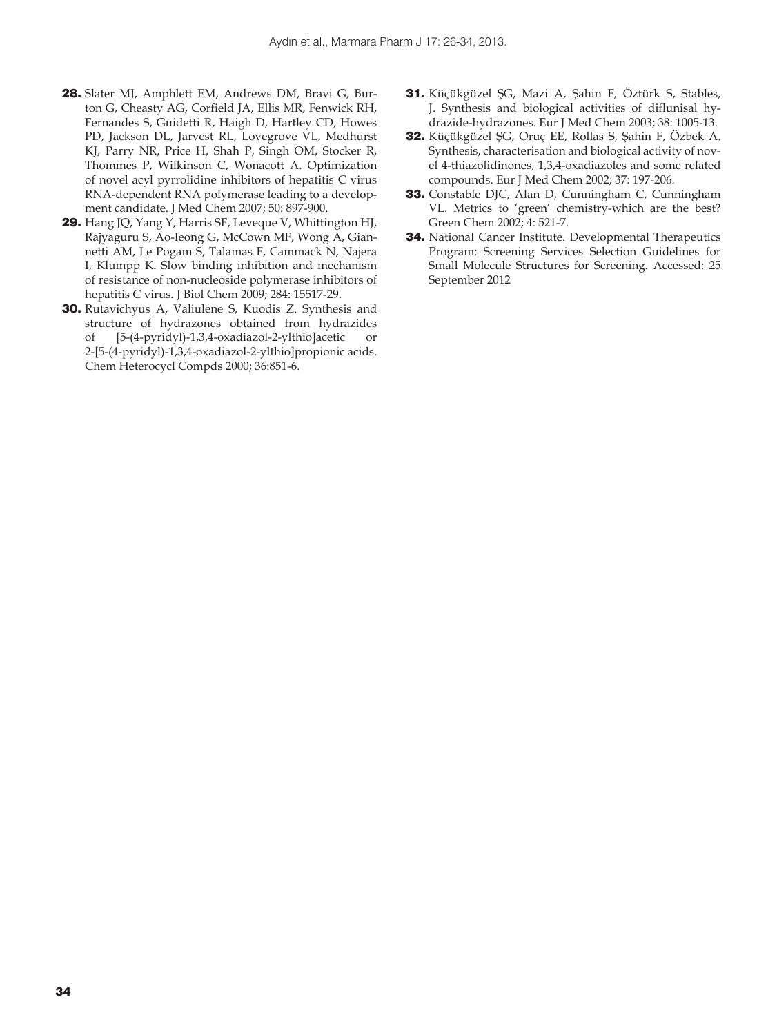28. Slater MJ, Amphlett EM, Andrews DM, Bravi G, Burton G, Cheasty AG, Corfield JA, Ellis MR, Fenwick RH, Fernandes S, Guidetti R, Haigh D, Hartley CD, Howes PD, Jackson DL, Jarvest RL, Lovegrove VL, Medhurst KJ, Parry NR, Price H, Shah P, Singh OM, Stocker R, Thommes P, Wilkinson C, Wonacott A. Optimization of novel acyl pyrrolidine inhibitors of hepatitis C virus RNA-dependent RNA polymerase leading to a development candidate. J Med Chem 2007; 50: 897-900.
29. Hang JQ, Yang Y, Harris SF, Leveque V, Whittington HJ, Rajyaguru S, Ao-Ieong G, McCown MF, Wong A, Giannetti AM, Le Pogam S, Talamas F, Cammack N, Najera I, Klumpp K. Slow binding inhibition and mechanism of resistance of non-nucleoside polymerase inhibitors of hepatitis C virus. J Biol Chem 2009; 284: 15517-29.
30. Rutavichyus A, Valiulene S, Kuodis Z. Synthesis and structure of hydrazones obtained from hydrazides of [5-(4-pyridyl)-1,3,4-oxadiazol-2-ylthio]acetic or 2-[5-(4-pyridyl)-1,3,4-oxadiazol-2-ylthio]propionic acids. Chem Heterocycl Compds 2000; 36:851-6.
31. Küçükgüzel ŞG, Mazi A, Şahin F, Öztürk S, Stables, J. Synthesis and biological activities of diflunisal hydrazide-hydrazones. Eur J Med Chem 2003; 38: 1005-13.
32. Küçükgüzel ŞG, Oruç EE, Rollas S, Şahin F, Özbek A. Synthesis, characterisation and biological activity of novel 4-thiazolidinones, 1,3,4-oxadiazoles and some related compounds. Eur J Med Chem 2002; 37: 197-206.
33. Constable DJC, Alan D, Cunningham C, Cunningham VL. Metrics to 'green' chemistry-which are the best? Green Chem 2002; 4: 521-7.
34. National Cancer Institute. Developmental Therapeutics Program: Screening Services Selection Guidelines for Small Molecule Structures for Screening. Accessed: 25 September 2012